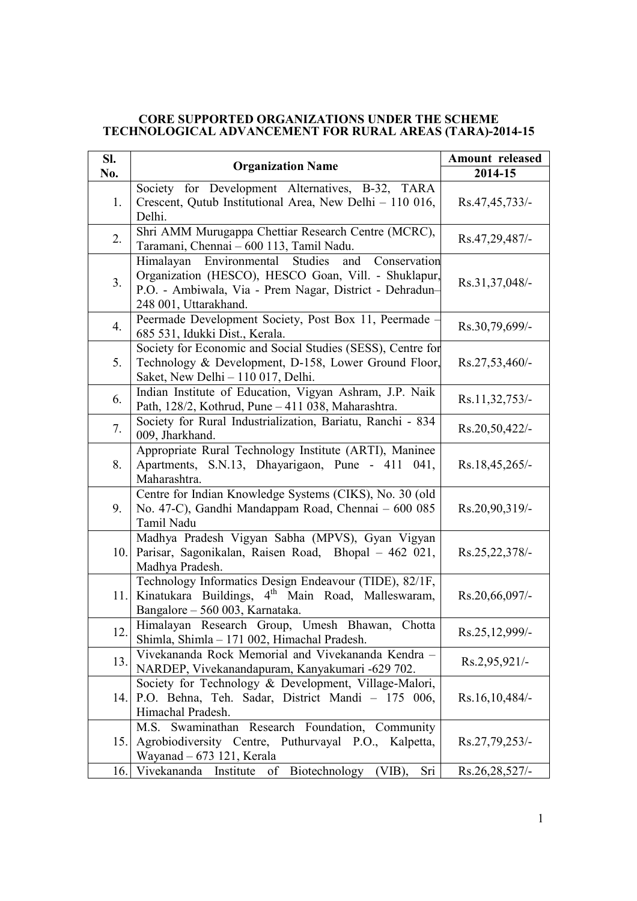**CORE SUPPORTED ORGANIZATIONS UNDER THE SCHEME TECHNOLOGICAL ADVANCEMENT FOR RURAL AREAS (TARA)-2014-15**

| Sl. No. | Organization Name | Amount released 2014-15 |
|---|---|---|
| 1. | Society for Development Alternatives, B-32, TARA Crescent, Qutub Institutional Area, New Delhi – 110 016, Delhi. | Rs.47,45,733/- |
| 2. | Shri AMM Murugappa Chettiar Research Centre (MCRC), Taramani, Chennai – 600 113, Tamil Nadu. | Rs.47,29,487/- |
| 3. | Himalayan Environmental Studies and Conservation Organization (HESCO), HESCO Goan, Vill. - Shuklapur, P.O. - Ambiwala, Via - Prem Nagar, District - Dehradun– 248 001, Uttarakhand. | Rs.31,37,048/- |
| 4. | Peermade Development Society, Post Box 11, Peermade – 685 531, Idukki Dist., Kerala. | Rs.30,79,699/- |
| 5. | Society for Economic and Social Studies (SESS), Centre for Technology & Development, D-158, Lower Ground Floor, Saket, New Delhi – 110 017, Delhi. | Rs.27,53,460/- |
| 6. | Indian Institute of Education, Vigyan Ashram, J.P. Naik Path, 128/2, Kothrud, Pune – 411 038, Maharashtra. | Rs.11,32,753/- |
| 7. | Society for Rural Industrialization, Bariatu, Ranchi - 834 009, Jharkhand. | Rs.20,50,422/- |
| 8. | Appropriate Rural Technology Institute (ARTI), Maninee Apartments, S.N.13, Dhayarigaon, Pune - 411 041, Maharashtra. | Rs.18,45,265/- |
| 9. | Centre for Indian Knowledge Systems (CIKS), No. 30 (old No. 47-C), Gandhi Mandappam Road, Chennai – 600 085 Tamil Nadu | Rs.20,90,319/- |
| 10. | Madhya Pradesh Vigyan Sabha (MPVS), Gyan Vigyan Parisar, Sagonikalan, Raisen Road, Bhopal – 462 021, Madhya Pradesh. | Rs.25,22,378/- |
| 11. | Technology Informatics Design Endeavour (TIDE), 82/1F, Kinatukara Buildings, 4th Main Road, Malleswaram, Bangalore – 560 003, Karnataka. | Rs.20,66,097/- |
| 12. | Himalayan Research Group, Umesh Bhawan, Chotta Shimla, Shimla – 171 002, Himachal Pradesh. | Rs.25,12,999/- |
| 13. | Vivekananda Rock Memorial and Vivekananda Kendra – NARDEP, Vivekanandapuram, Kanyakumari -629 702. | Rs.2,95,921/- |
| 14. | Society for Technology & Development, Village-Malori, P.O. Behna, Teh. Sadar, District Mandi – 175 006, Himachal Pradesh. | Rs.16,10,484/- |
| 15. | M.S. Swaminathan Research Foundation, Community Agrobiodiversity Centre, Puthurvayal P.O., Kalpetta, Wayanad – 673 121, Kerala | Rs.27,79,253/- |
| 16. | Vivekananda Institute of Biotechnology (VIB), Sri | Rs.26,28,527/- |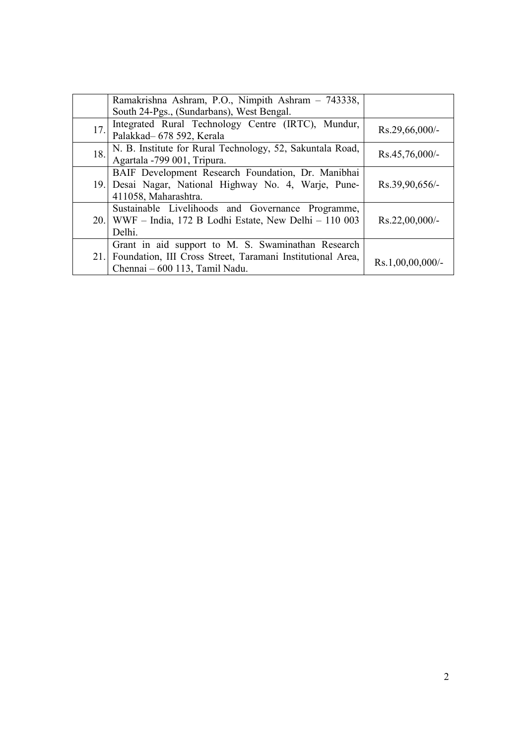| | | |
|---|---|---|
| | Ramakrishna Ashram, P.O., Nimpith Ashram – 743338, South 24-Pgs., (Sundarbans), West Bengal. | |
| 17. | Integrated Rural Technology Centre (IRTC), Mundur, Palakkad– 678 592, Kerala | Rs.29,66,000/- |
| 18. | N. B. Institute for Rural Technology, 52, Sakuntala Road, Agartala -799 001, Tripura. | Rs.45,76,000/- |
| 19. | BAIF Development Research Foundation, Dr. Manibhai Desai Nagar, National Highway No. 4, Warje, Pune-411058, Maharashtra. | Rs.39,90,656/- |
| 20. | Sustainable Livelihoods and Governance Programme, WWF – India, 172 B Lodhi Estate, New Delhi – 110 003 Delhi. | Rs.22,00,000/- |
| 21. | Grant in aid support to M. S. Swaminathan Research Foundation, III Cross Street, Taramani Institutional Area, Chennai – 600 113, Tamil Nadu. | Rs.1,00,00,000/- |